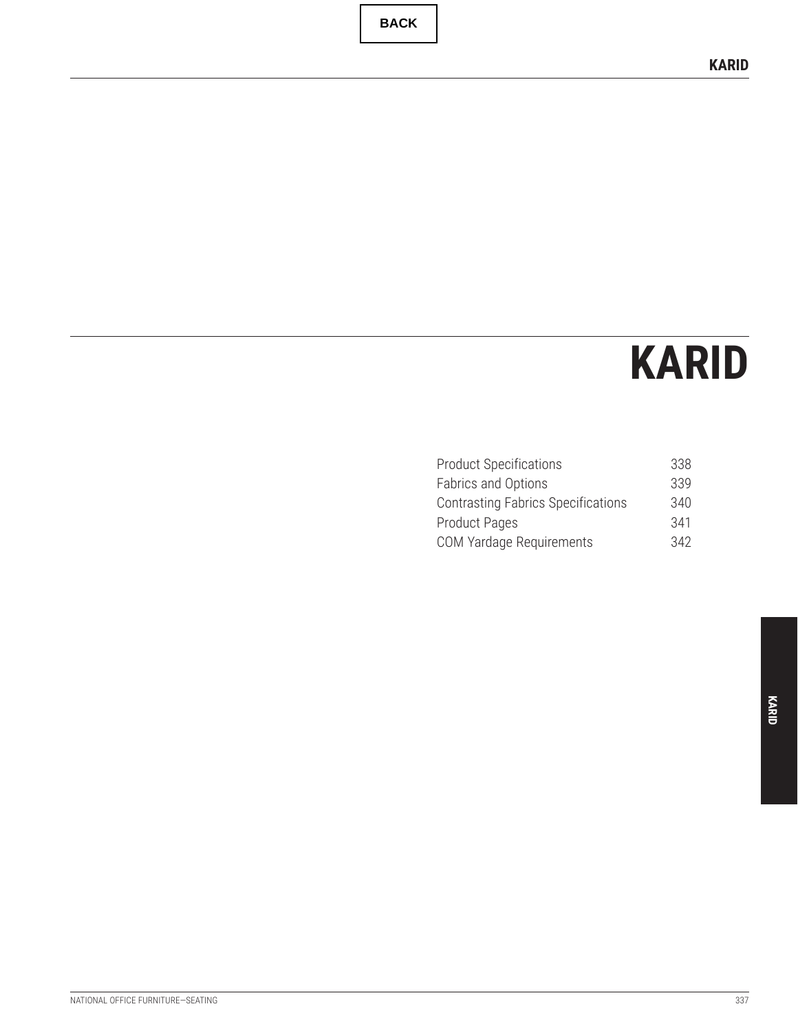# KARID

| | |
|---|---|
| Product Specifications | 338 |
| Fabrics and Options | 339 |
| Contrasting Fabrics Specifications | 340 |
| Product Pages | 341 |
| COM Yardage Requirements | 342 |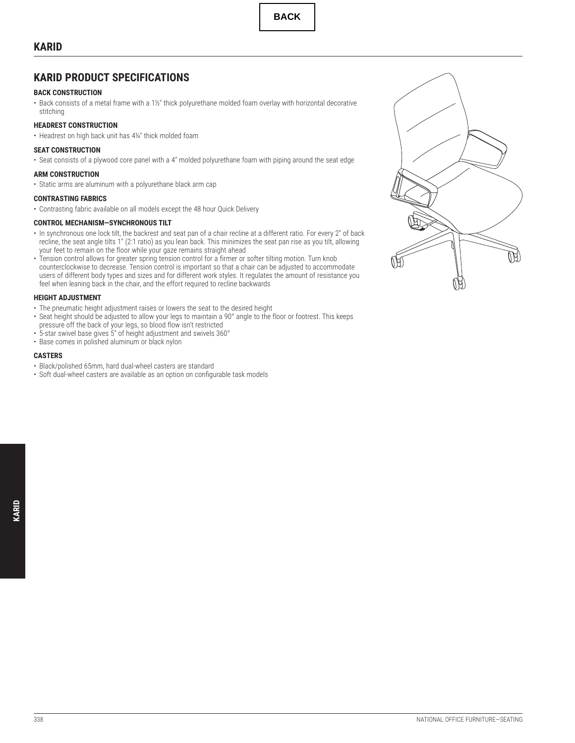## KARID

# KARID PRODUCT SPECIFICATIONS

### BACK CONSTRUCTION

- Back consists of a metal frame with a 1½" thick polyurethane molded foam overlay with horizontal decorative stitching

### HEADREST CONSTRUCTION

- Headrest on high back unit has 4¼" thick molded foam

### SEAT CONSTRUCTION

- Seat consists of a plywood core panel with a 4" molded polyurethane foam with piping around the seat edge

### ARM CONSTRUCTION

- Static arms are aluminum with a polyurethane black arm cap

### CONTRASTING FABRICS

- Contrasting fabric available on all models except the 48 hour Quick Delivery

### CONTROL MECHANISM—SYNCHRONOUS TILT

- In synchronous one lock tilt, the backrest and seat pan of a chair recline at a different ratio. For every 2" of back recline, the seat angle tilts 1" (2:1 ratio) as you lean back. This minimizes the seat pan rise as you tilt, allowing your feet to remain on the floor while your gaze remains straight ahead
- Tension control allows for greater spring tension control for a firmer or softer tilting motion. Turn knob counterclockwise to decrease. Tension control is important so that a chair can be adjusted to accommodate users of different body types and sizes and for different work styles. It regulates the amount of resistance you feel when leaning back in the chair, and the effort required to recline backwards

### HEIGHT ADJUSTMENT

- The pneumatic height adjustment raises or lowers the seat to the desired height
- Seat height should be adjusted to allow your legs to maintain a 90° angle to the floor or footrest. This keeps pressure off the back of your legs, so blood flow isn't restricted
- 5-star swivel base gives 5" of height adjustment and swivels 360°
- Base comes in polished aluminum or black nylon

### CASTERS

- Black/polished 65mm, hard dual-wheel casters are standard
- Soft dual-wheel casters are available as an option on configurable task models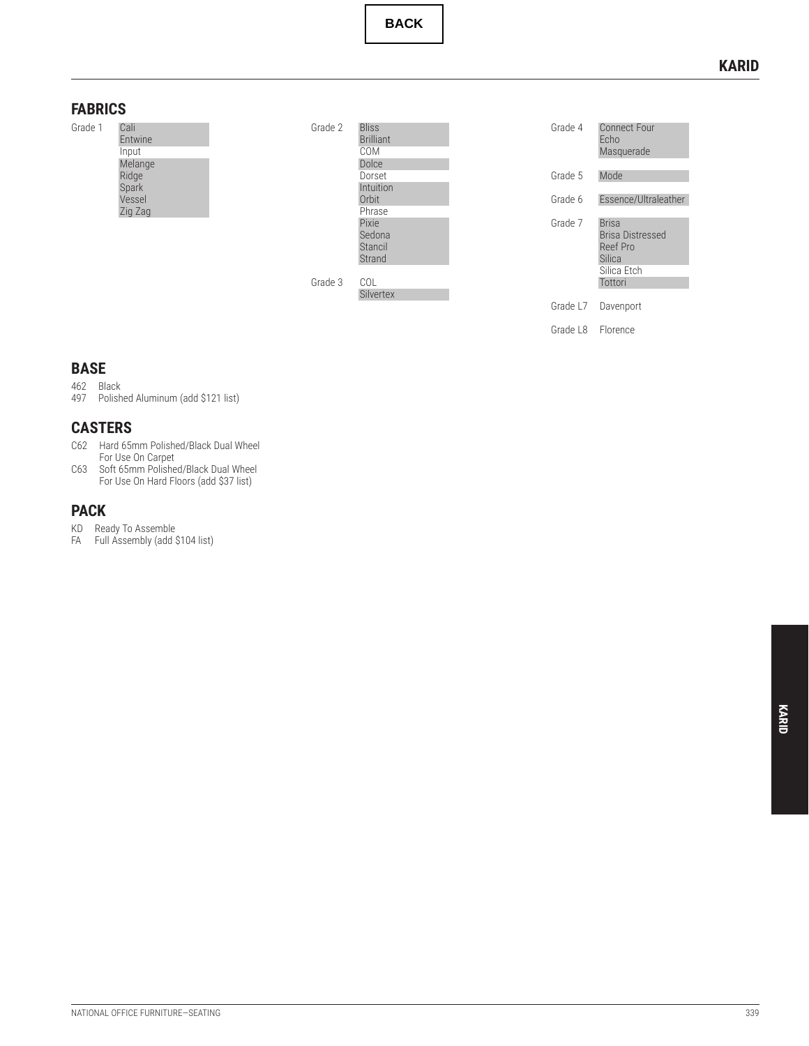BACK

# KARID

## FABRICS

Grade 1
- Cali
- Entwine
- Input
- Melange
- Ridge
- Spark
- Vessel
- Zig Zag

Grade 2
- Bliss
- Brilliant
- COM
- Dolce
- Dorset
- Intuition
- Orbit
- Phrase
- Pixie
- Sedona
- Stancil
- Strand

Grade 3
- COL
- Silvertex

Grade 4
- Connect Four
- Echo
- Masquerade

Grade 5
- Mode

Grade 6
- Essence/Ultraleather

Grade 7
- Brisa
- Brisa Distressed
- Reef Pro
- Silica
- Silica Etch
- Tottori

Grade L7
- Davenport

Grade L8
- Florence

## BASE

462 Black
497 Polished Aluminum (add $121 list)

## CASTERS

C62 Hard 65mm Polished/Black Dual Wheel For Use On Carpet
C63 Soft 65mm Polished/Black Dual Wheel For Use On Hard Floors (add $37 list)

## PACK

KD Ready To Assemble
FA Full Assembly (add $104 list)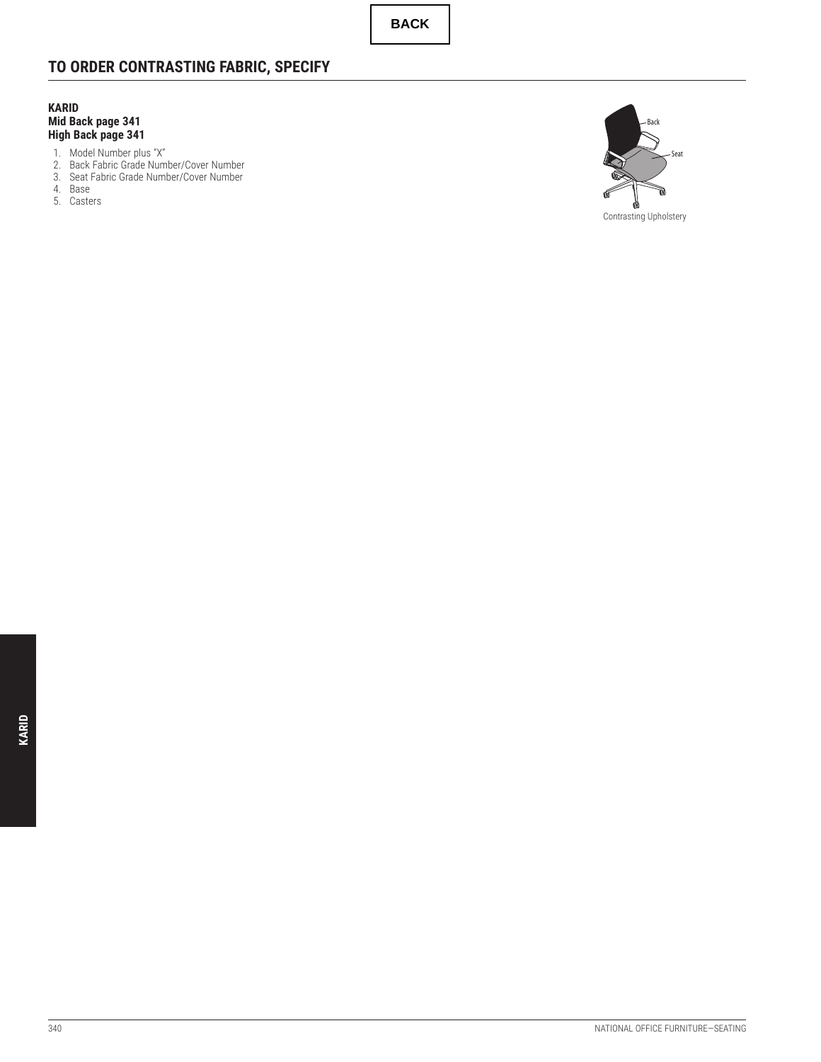BACK

## TO ORDER CONTRASTING FABRIC, SPECIFY

**KARID**
**Mid Back page 341**
**High Back page 341**

1. Model Number plus "X"
2. Back Fabric Grade Number/Cover Number
3. Seat Fabric Grade Number/Cover Number
4. Base
5. Casters

Back

Seat

Contrasting Upholstery

KARID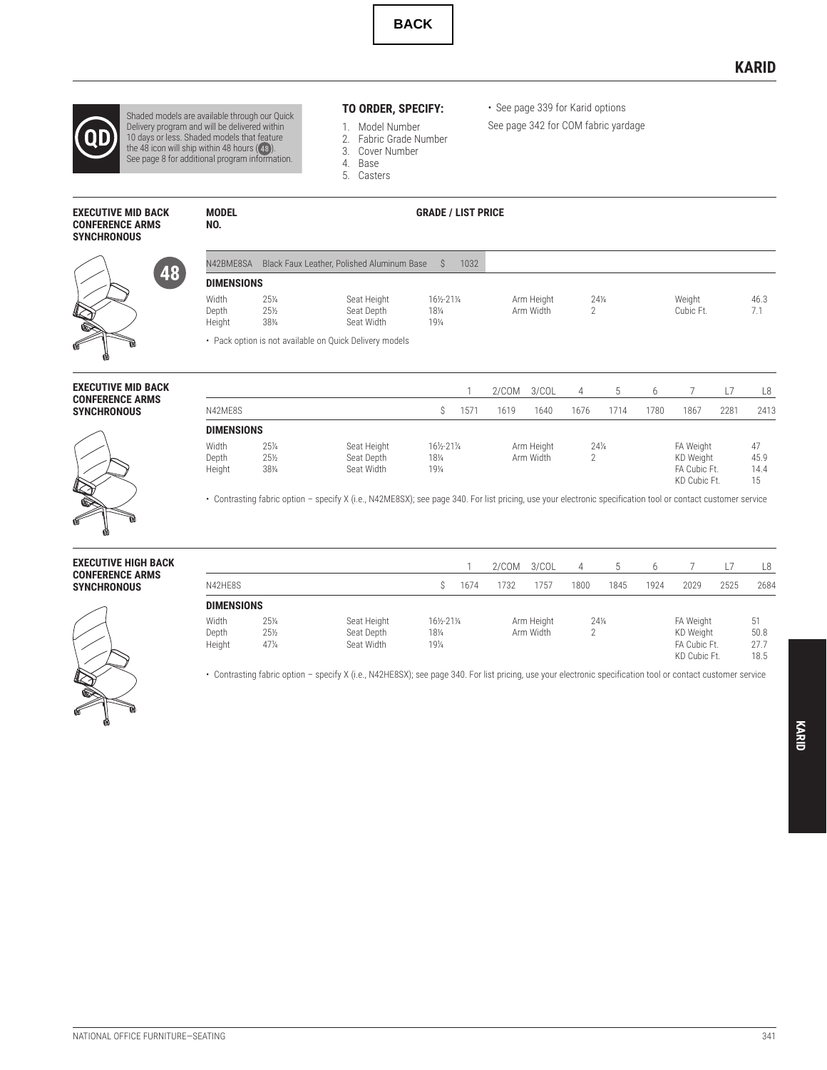BACK

# KARID

Shaded models are available through our Quick Delivery program and will be delivered within 10 days or less. Shaded models that feature the 48 icon will ship within 48 hours (48). See page 8 for additional program information.

**TO ORDER, SPECIFY:**

1. Model Number
2. Fabric Grade Number
3. Cover Number
4. Base
5. Casters

- See page 339 for Karid options

See page 342 for COM fabric yardage

## EXECUTIVE MID BACK CONFERENCE ARMS SYNCHRONOUS

48

| MODEL NO. | | GRADE / LIST PRICE |
|---|---|---|
| N42BME8SA | Black Faux Leather, Polished Aluminum Base | $ 1032 |

**DIMENSIONS**

| | | | | | | | |
|---|---|---|---|---|---|---|---|
| Width | 25¼ | Seat Height | 16½-21¼ | Arm Height | 24¾ | Weight | 46.3 |
| Depth | 25½ | Seat Depth | 18¼ | Arm Width | 2 | Cubic Ft. | 7.1 |
| Height | 38¾ | Seat Width | 19¼ | | | | |

- Pack option is not available on Quick Delivery models

## EXECUTIVE MID BACK CONFERENCE ARMS SYNCHRONOUS

| | | 1 | 2/COM | 3/COL | 4 | 5 | 6 | 7 | L7 | L8 |
|---|---|---|---|---|---|---|---|---|---|---|
| N42ME8S | $ | 1571 | 1619 | 1640 | 1676 | 1714 | 1780 | 1867 | 2281 | 2413 |

**DIMENSIONS**

| | | | | | | | |
|---|---|---|---|---|---|---|---|
| Width | 25¼ | Seat Height | 16½-21¼ | Arm Height | 24¾ | FA Weight | 47 |
| Depth | 25½ | Seat Depth | 18¼ | Arm Width | 2 | KD Weight | 45.9 |
| Height | 38¾ | Seat Width | 19¼ | | | FA Cubic Ft. | 14.4 |
| | | | | | | KD Cubic Ft. | 15 |

- Contrasting fabric option – specify X (i.e., N42ME8SX); see page 340. For list pricing, use your electronic specification tool or contact customer service

## EXECUTIVE HIGH BACK CONFERENCE ARMS SYNCHRONOUS

| | | 1 | 2/COM | 3/COL | 4 | 5 | 6 | 7 | L7 | L8 |
|---|---|---|---|---|---|---|---|---|---|---|
| N42HE8S | $ | 1674 | 1732 | 1757 | 1800 | 1845 | 1924 | 2029 | 2525 | 2684 |

**DIMENSIONS**

| | | | | | | | |
|---|---|---|---|---|---|---|---|
| Width | 25¼ | Seat Height | 16½-21¼ | Arm Height | 24¾ | FA Weight | 51 |
| Depth | 25½ | Seat Depth | 18¼ | Arm Width | 2 | KD Weight | 50.8 |
| Height | 47¼ | Seat Width | 19¼ | | | FA Cubic Ft. | 27.7 |
| | | | | | | KD Cubic Ft. | 18.5 |

- Contrasting fabric option – specify X (i.e., N42HE8SX); see page 340. For list pricing, use your electronic specification tool or contact customer service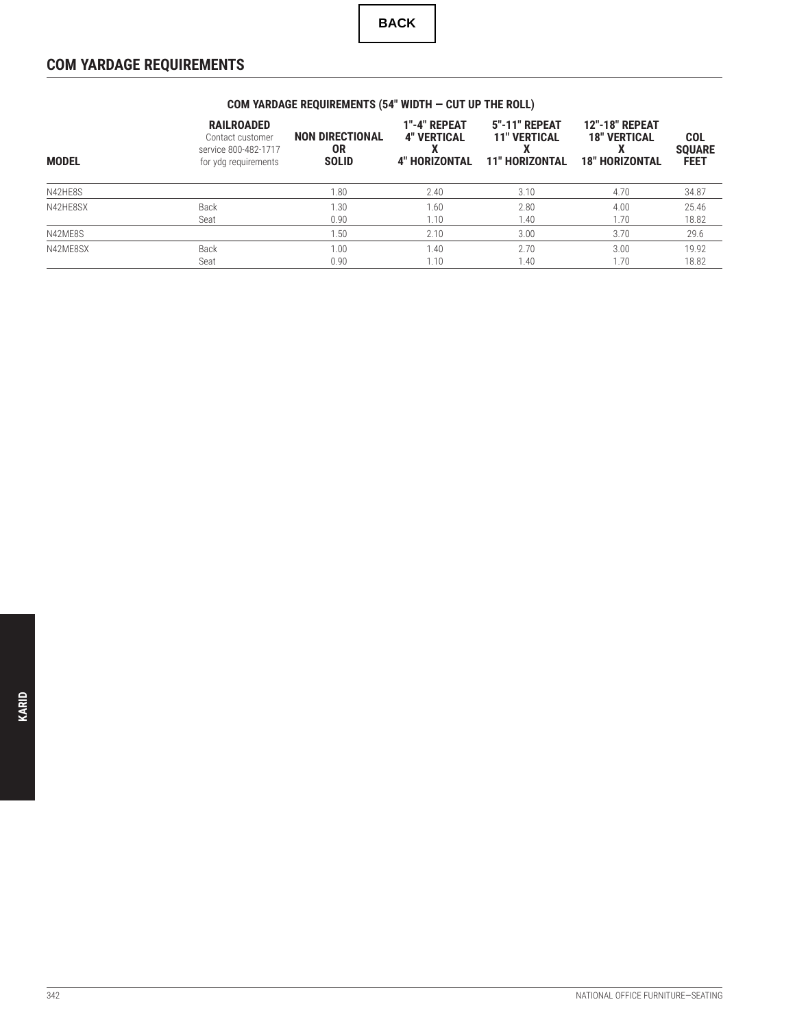BACK

## COM YARDAGE REQUIREMENTS

**COM YARDAGE REQUIREMENTS (54" WIDTH — CUT UP THE ROLL)**

| MODEL | RAILROADED Contact customer service 800-482-1717 for ydg requirements | NON DIRECTIONAL OR SOLID | 1"-4" REPEAT 4" VERTICAL X 4" HORIZONTAL | 5"-11" REPEAT 11" VERTICAL X 11" HORIZONTAL | 12"-18" REPEAT 18" VERTICAL X 18" HORIZONTAL | COL SQUARE FEET |
|---|---|---|---|---|---|---|
| N42HE8S | | 1.80 | 2.40 | 3.10 | 4.70 | 34.87 |
| N42HE8SX | Back | 1.30 | 1.60 | 2.80 | 4.00 | 25.46 |
| | Seat | 0.90 | 1.10 | 1.40 | 1.70 | 18.82 |
| N42ME8S | | 1.50 | 2.10 | 3.00 | 3.70 | 29.6 |
| N42ME8SX | Back | 1.00 | 1.40 | 2.70 | 3.00 | 19.92 |
| | Seat | 0.90 | 1.10 | 1.40 | 1.70 | 18.82 |

KARID